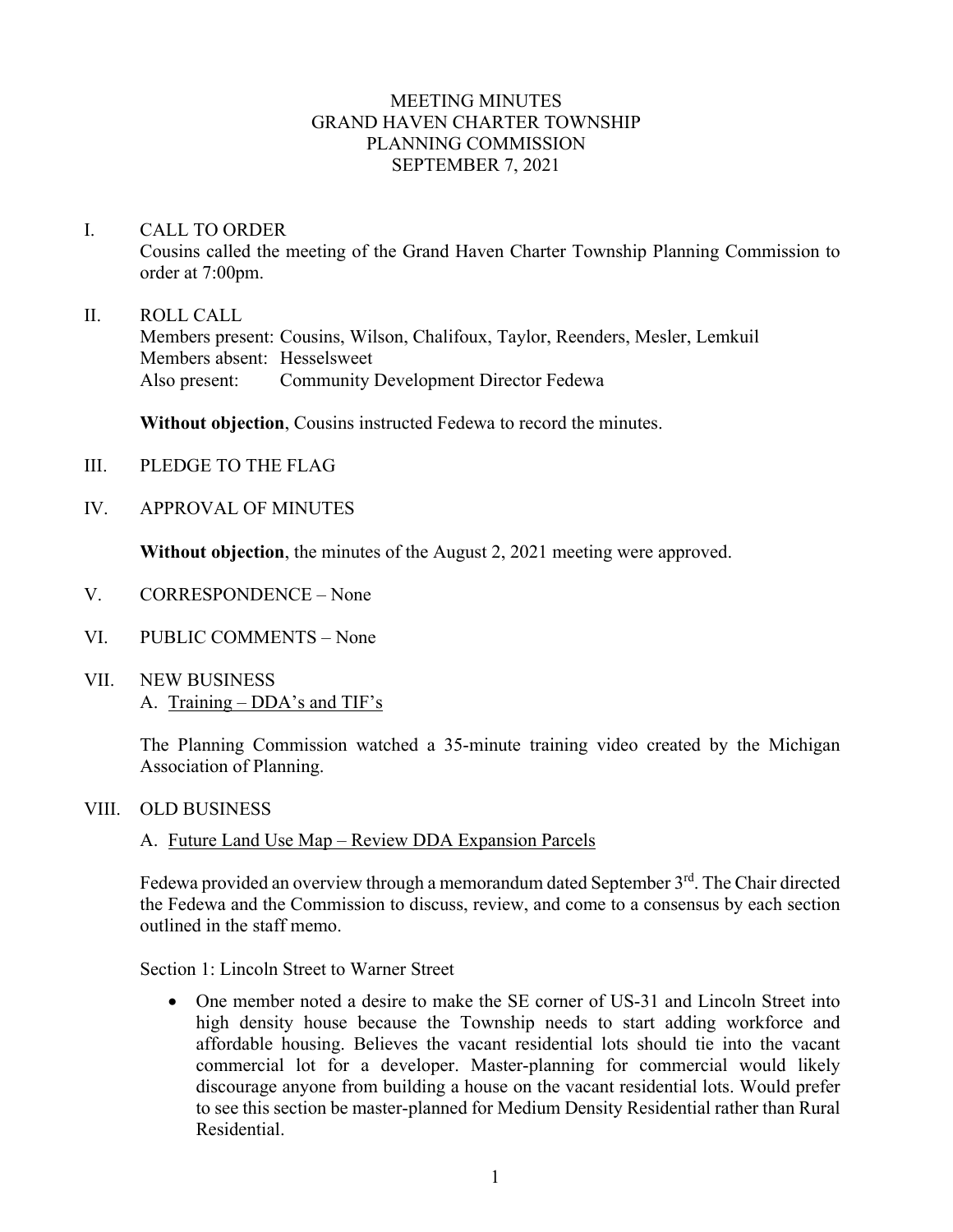# MEETING MINUTES
# GRAND HAVEN CHARTER TOWNSHIP
# PLANNING COMMISSION
# SEPTEMBER 7, 2021

## I. CALL TO ORDER

Cousins called the meeting of the Grand Haven Charter Township Planning Commission to order at 7:00pm.

## II. ROLL CALL

Members present: Cousins, Wilson, Chalifoux, Taylor, Reenders, Mesler, Lemkuil
Members absent: Hesselsweet
Also present: Community Development Director Fedewa

**Without objection**, Cousins instructed Fedewa to record the minutes.

## III. PLEDGE TO THE FLAG

## IV. APPROVAL OF MINUTES

**Without objection**, the minutes of the August 2, 2021 meeting were approved.

## V. CORRESPONDENCE – None

## VI. PUBLIC COMMENTS – None

## VII. NEW BUSINESS

A. Training – DDA's and TIF's

The Planning Commission watched a 35-minute training video created by the Michigan Association of Planning.

## VIII. OLD BUSINESS

A. Future Land Use Map – Review DDA Expansion Parcels

Fedewa provided an overview through a memorandum dated September 3rd. The Chair directed the Fedewa and the Commission to discuss, review, and come to a consensus by each section outlined in the staff memo.

Section 1: Lincoln Street to Warner Street

- One member noted a desire to make the SE corner of US-31 and Lincoln Street into high density house because the Township needs to start adding workforce and affordable housing. Believes the vacant residential lots should tie into the vacant commercial lot for a developer. Master-planning for commercial would likely discourage anyone from building a house on the vacant residential lots. Would prefer to see this section be master-planned for Medium Density Residential rather than Rural Residential.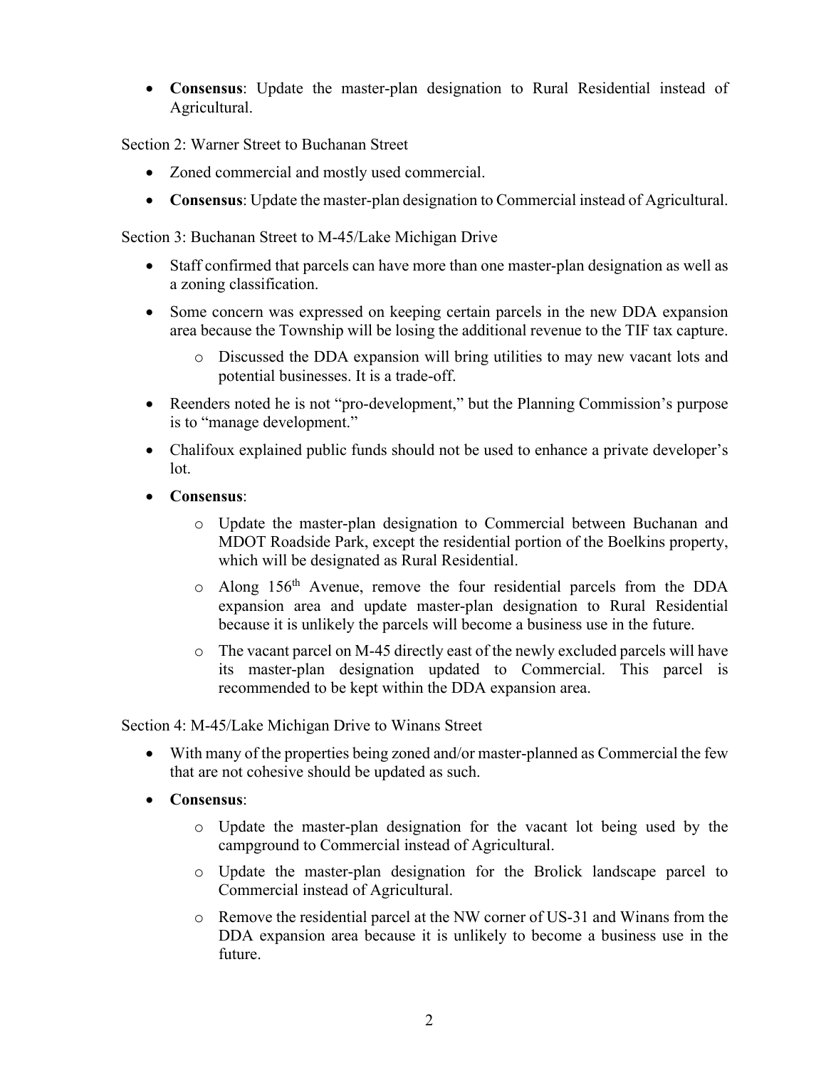- **Consensus**: Update the master-plan designation to Rural Residential instead of Agricultural.

Section 2: Warner Street to Buchanan Street

- Zoned commercial and mostly used commercial.
- **Consensus**: Update the master-plan designation to Commercial instead of Agricultural.

Section 3: Buchanan Street to M-45/Lake Michigan Drive

- Staff confirmed that parcels can have more than one master-plan designation as well as a zoning classification.
- Some concern was expressed on keeping certain parcels in the new DDA expansion area because the Township will be losing the additional revenue to the TIF tax capture.
  - Discussed the DDA expansion will bring utilities to may new vacant lots and potential businesses. It is a trade-off.
- Reenders noted he is not "pro-development," but the Planning Commission's purpose is to "manage development."
- Chalifoux explained public funds should not be used to enhance a private developer's lot.
- **Consensus**:
  - Update the master-plan designation to Commercial between Buchanan and MDOT Roadside Park, except the residential portion of the Boelkins property, which will be designated as Rural Residential.
  - Along 156th Avenue, remove the four residential parcels from the DDA expansion area and update master-plan designation to Rural Residential because it is unlikely the parcels will become a business use in the future.
  - The vacant parcel on M-45 directly east of the newly excluded parcels will have its master-plan designation updated to Commercial. This parcel is recommended to be kept within the DDA expansion area.

Section 4: M-45/Lake Michigan Drive to Winans Street

- With many of the properties being zoned and/or master-planned as Commercial the few that are not cohesive should be updated as such.
- **Consensus**:
  - Update the master-plan designation for the vacant lot being used by the campground to Commercial instead of Agricultural.
  - Update the master-plan designation for the Brolick landscape parcel to Commercial instead of Agricultural.
  - Remove the residential parcel at the NW corner of US-31 and Winans from the DDA expansion area because it is unlikely to become a business use in the future.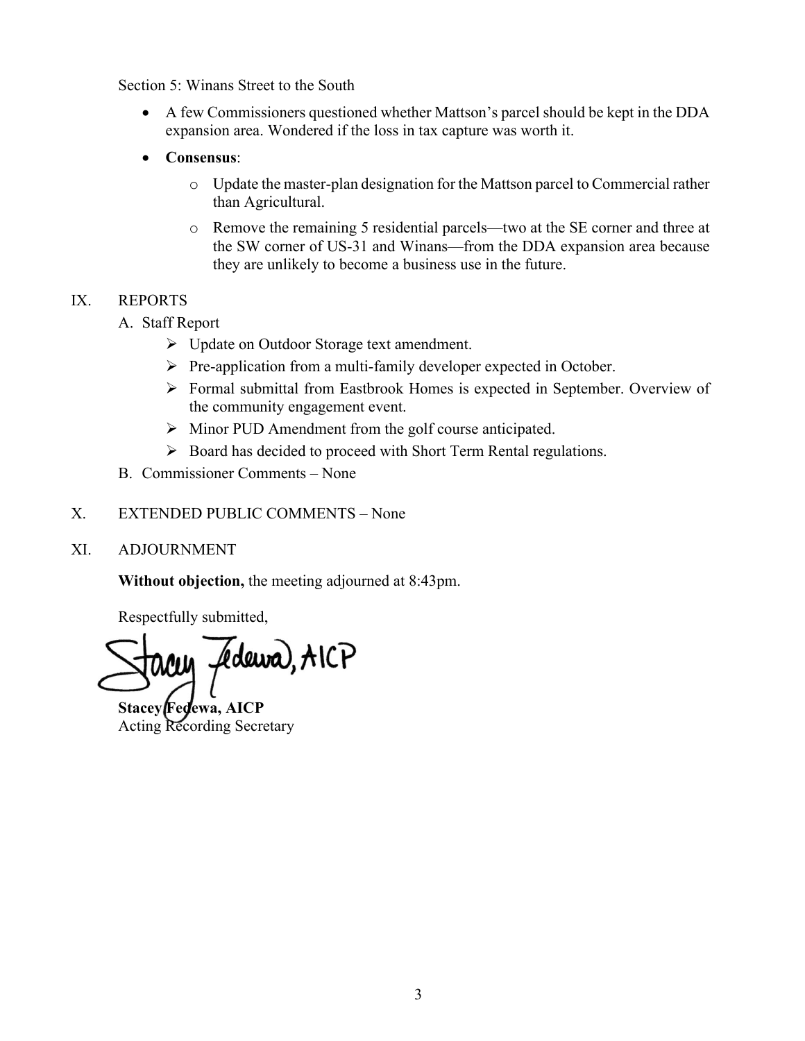Section 5: Winans Street to the South

- A few Commissioners questioned whether Mattson's parcel should be kept in the DDA expansion area. Wondered if the loss in tax capture was worth it.
- **Consensus**:
  - Update the master-plan designation for the Mattson parcel to Commercial rather than Agricultural.
  - Remove the remaining 5 residential parcels—two at the SE corner and three at the SW corner of US-31 and Winans—from the DDA expansion area because they are unlikely to become a business use in the future.

IX. REPORTS

A. Staff Report

- Update on Outdoor Storage text amendment.
- Pre-application from a multi-family developer expected in October.
- Formal submittal from Eastbrook Homes is expected in September. Overview of the community engagement event.
- Minor PUD Amendment from the golf course anticipated.
- Board has decided to proceed with Short Term Rental regulations.

B. Commissioner Comments – None

X. EXTENDED PUBLIC COMMENTS – None

XI. ADJOURNMENT

**Without objection,** the meeting adjourned at 8:43pm.

Respectfully submitted,

Stacey Fedewa, AICP

**Stacey Fedewa, AICP**
Acting Recording Secretary